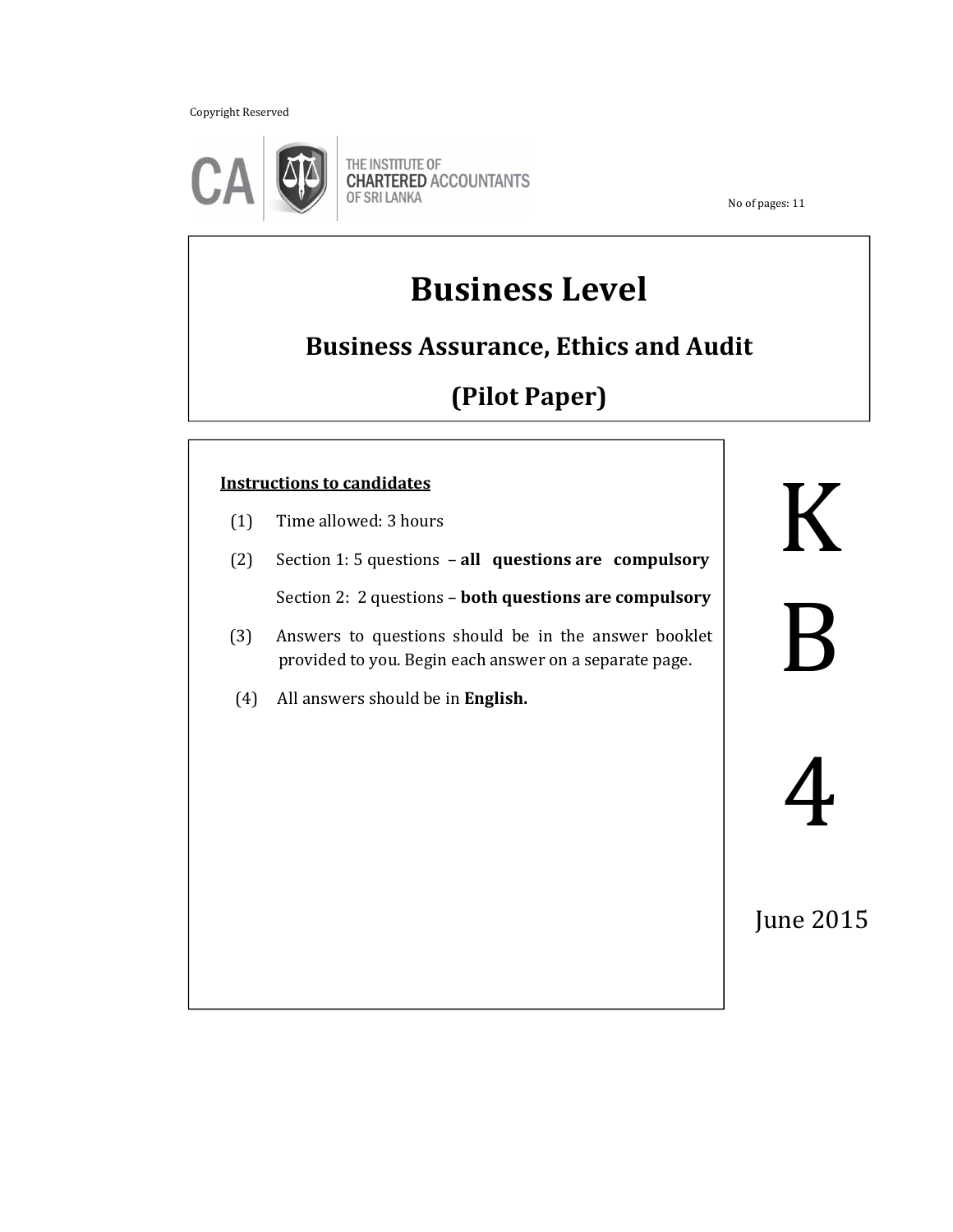Copyright Reserved

THE INSTITUTE OF CHARTERED ACCOUNTANTS OF SRI LANKA

No of pages: 11

# Business Level

## Business Assurance, Ethics and Audit

## (Pilot Paper)

**Instructions to candidates**

(1) Time allowed: 3 hours

(2) Section 1: 5 questions – **all questions are compulsory**

Section 2: 2 questions – **both questions are compulsory**

(3) Answers to questions should be in the answer booklet provided to you. Begin each answer on a separate page.

(4) All answers should be in **English.**

# KB4

June 2015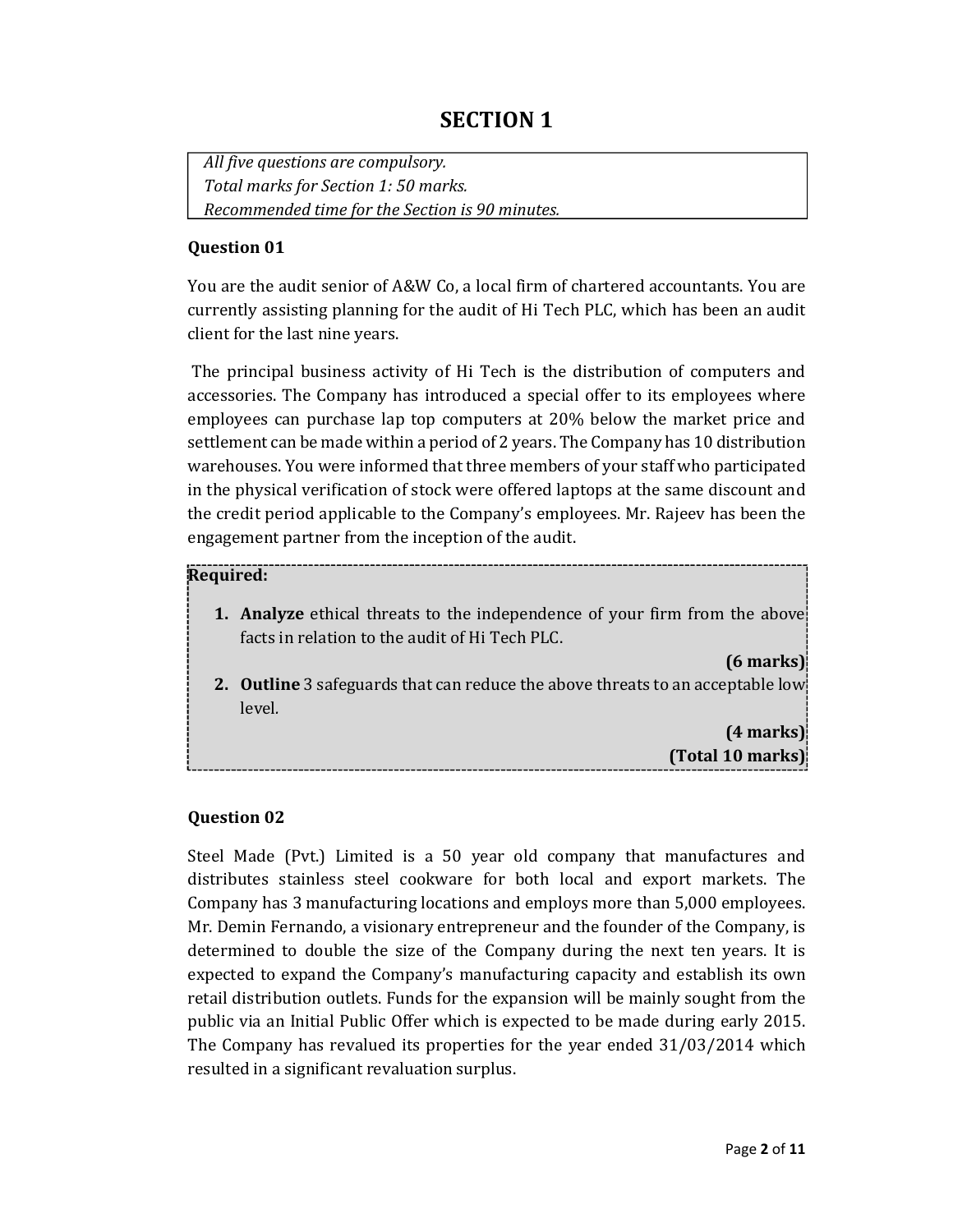# SECTION 1

*All five questions are compulsory.*
*Total marks for Section 1: 50 marks.*
*Recommended time for the Section is 90 minutes.*

### Question 01

You are the audit senior of A&W Co, a local firm of chartered accountants. You are currently assisting planning for the audit of Hi Tech PLC, which has been an audit client for the last nine years.

The principal business activity of Hi Tech is the distribution of computers and accessories. The Company has introduced a special offer to its employees where employees can purchase lap top computers at 20% below the market price and settlement can be made within a period of 2 years. The Company has 10 distribution warehouses. You were informed that three members of your staff who participated in the physical verification of stock were offered laptops at the same discount and the credit period applicable to the Company's employees. Mr. Rajeev has been the engagement partner from the inception of the audit.

**Required:**

1. **Analyze** ethical threats to the independence of your firm from the above facts in relation to the audit of Hi Tech PLC.

   **(6 marks)**

2. **Outline** 3 safeguards that can reduce the above threats to an acceptable low level.

   **(4 marks)**

   **(Total 10 marks)**

### Question 02

Steel Made (Pvt.) Limited is a 50 year old company that manufactures and distributes stainless steel cookware for both local and export markets. The Company has 3 manufacturing locations and employs more than 5,000 employees. Mr. Demin Fernando, a visionary entrepreneur and the founder of the Company, is determined to double the size of the Company during the next ten years. It is expected to expand the Company's manufacturing capacity and establish its own retail distribution outlets. Funds for the expansion will be mainly sought from the public via an Initial Public Offer which is expected to be made during early 2015. The Company has revalued its properties for the year ended 31/03/2014 which resulted in a significant revaluation surplus.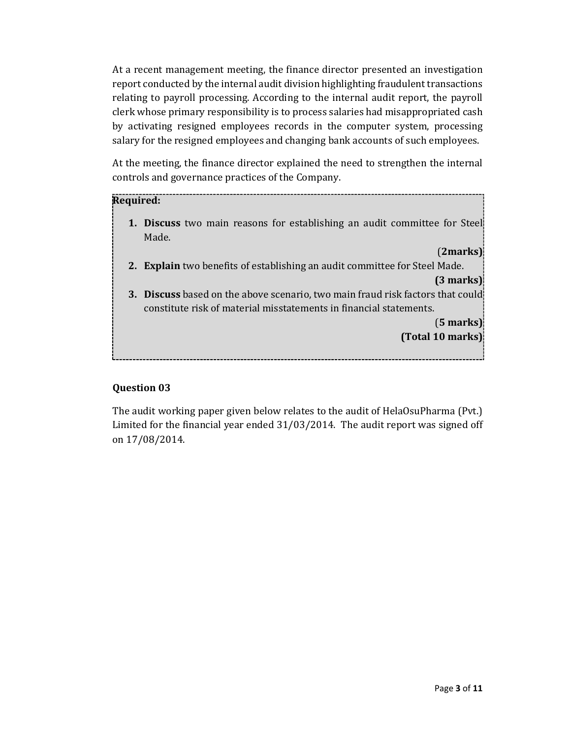At a recent management meeting, the finance director presented an investigation report conducted by the internal audit division highlighting fraudulent transactions relating to payroll processing. According to the internal audit report, the payroll clerk whose primary responsibility is to process salaries had misappropriated cash by activating resigned employees records in the computer system, processing salary for the resigned employees and changing bank accounts of such employees.

At the meeting, the finance director explained the need to strengthen the internal controls and governance practices of the Company.

**Required:**

1. **Discuss** two main reasons for establishing an audit committee for Steel Made.

   (**2marks**)

2. **Explain** two benefits of establishing an audit committee for Steel Made.

   **(3 marks)**

3. **Discuss** based on the above scenario, two main fraud risk factors that could constitute risk of material misstatements in financial statements.

   (**5 marks**)

   **(Total 10 marks)**

## Question 03

The audit working paper given below relates to the audit of HelaOsuPharma (Pvt.) Limited for the financial year ended 31/03/2014. The audit report was signed off on 17/08/2014.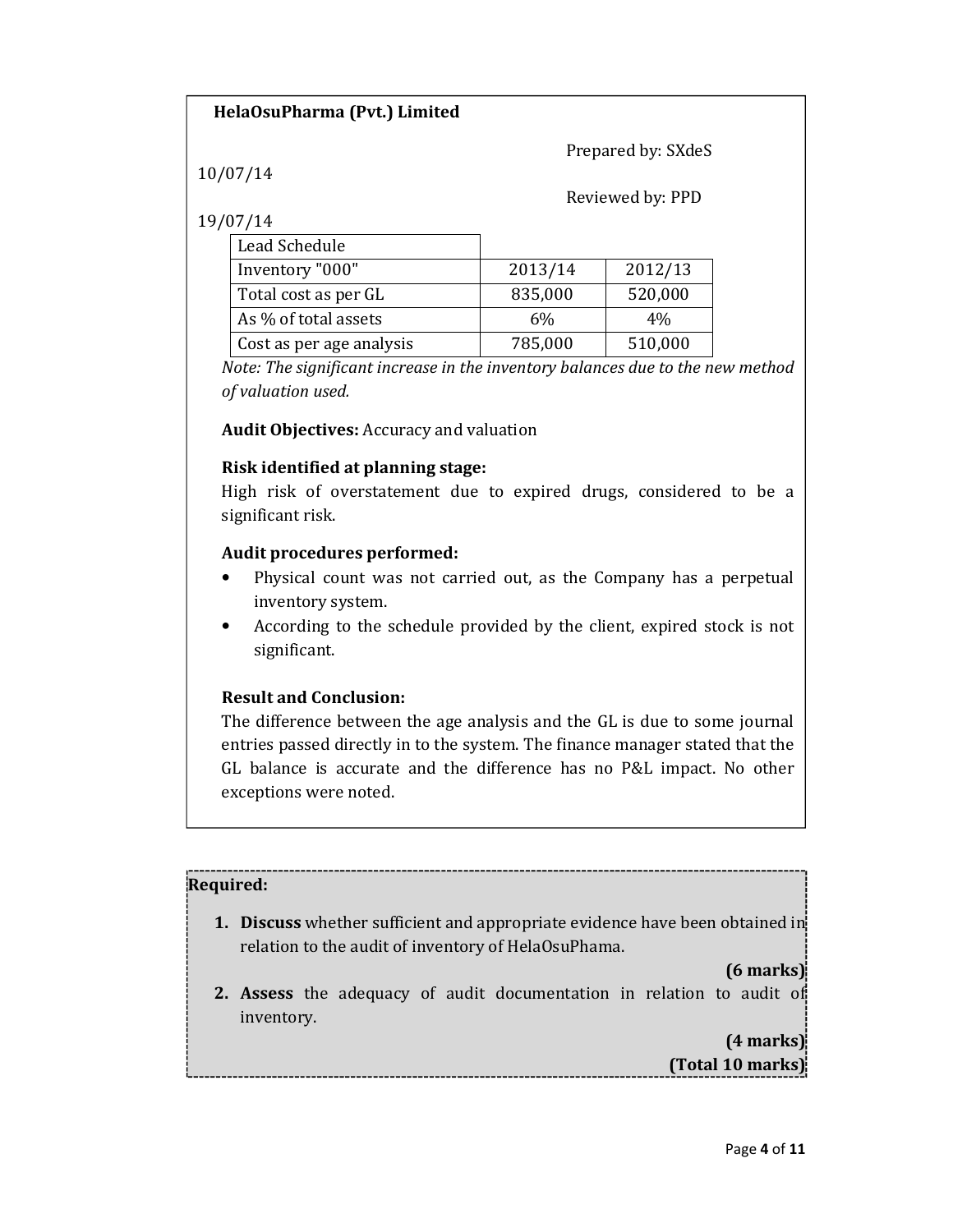**HelaOsuPharma (Pvt.) Limited**

Prepared by: SXdeS

10/07/14

Reviewed by: PPD

19/07/14

| Lead Schedule | | |
|---|---|---|
| Inventory "000" | 2013/14 | 2012/13 |
| Total cost as per GL | 835,000 | 520,000 |
| As % of total assets | 6% | 4% |
| Cost as per age analysis | 785,000 | 510,000 |

*Note: The significant increase in the inventory balances due to the new method of valuation used.*

**Audit Objectives:** Accuracy and valuation

**Risk identified at planning stage:**

High risk of overstatement due to expired drugs, considered to be a significant risk.

**Audit procedures performed:**

- Physical count was not carried out, as the Company has a perpetual inventory system.
- According to the schedule provided by the client, expired stock is not significant.

**Result and Conclusion:**

The difference between the age analysis and the GL is due to some journal entries passed directly in to the system. The finance manager stated that the GL balance is accurate and the difference has no P&L impact. No other exceptions were noted.

**Required:**

1. **Discuss** whether sufficient and appropriate evidence have been obtained in relation to the audit of inventory of HelaOsuPhama.

   **(6 marks)**

2. **Assess** the adequacy of audit documentation in relation to audit of inventory.

   **(4 marks)**

**(Total 10 marks)**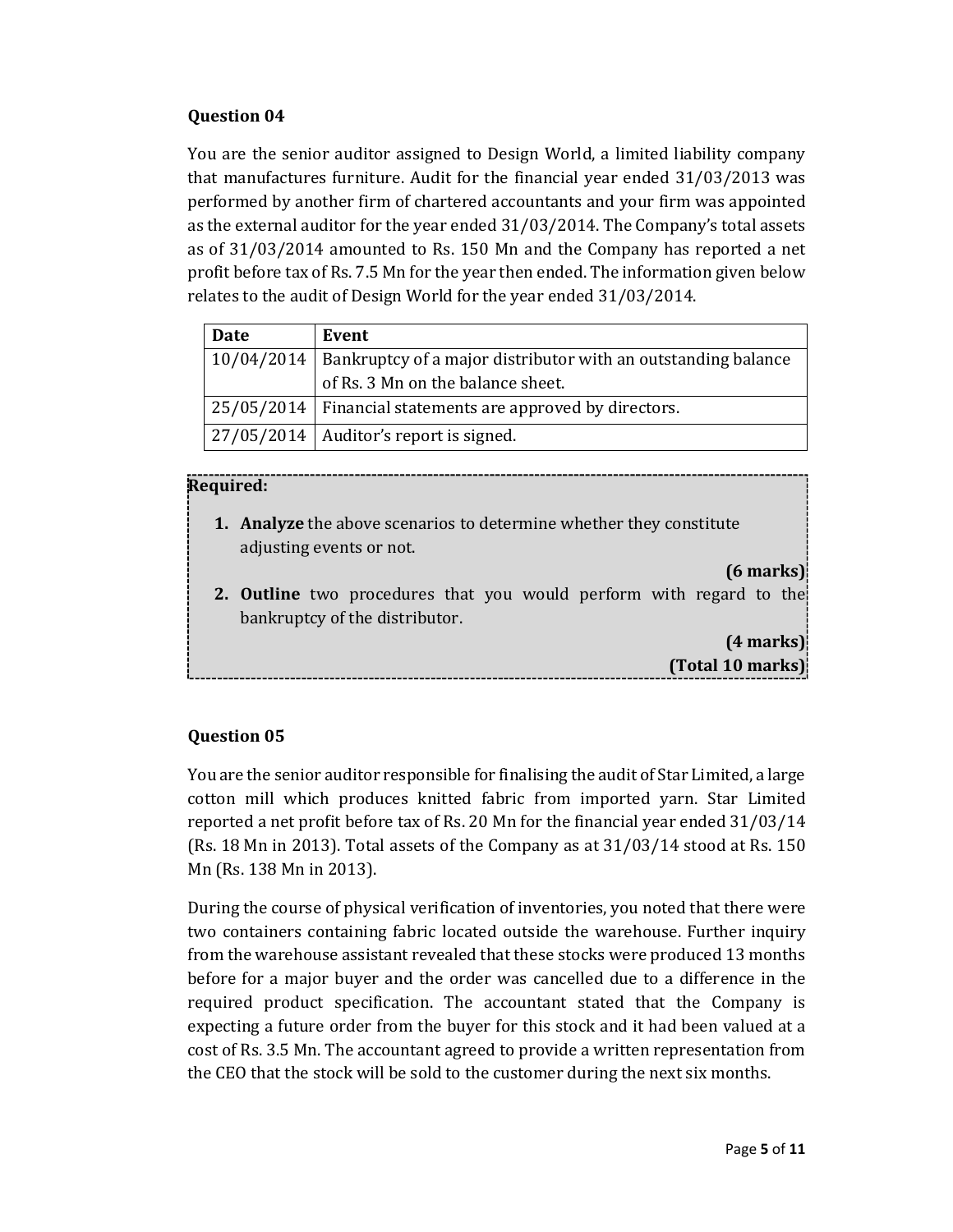## Question 04

You are the senior auditor assigned to Design World, a limited liability company that manufactures furniture. Audit for the financial year ended 31/03/2013 was performed by another firm of chartered accountants and your firm was appointed as the external auditor for the year ended 31/03/2014. The Company's total assets as of 31/03/2014 amounted to Rs. 150 Mn and the Company has reported a net profit before tax of Rs. 7.5 Mn for the year then ended. The information given below relates to the audit of Design World for the year ended 31/03/2014.

| Date | Event |
| --- | --- |
| 10/04/2014 | Bankruptcy of a major distributor with an outstanding balance of Rs. 3 Mn on the balance sheet. |
| 25/05/2014 | Financial statements are approved by directors. |
| 27/05/2014 | Auditor's report is signed. |

**Required:**

1. **Analyze** the above scenarios to determine whether they constitute adjusting events or not.

   **(6 marks)**

2. **Outline** two procedures that you would perform with regard to the bankruptcy of the distributor.

   **(4 marks)**

   **(Total 10 marks)**

## Question 05

You are the senior auditor responsible for finalising the audit of Star Limited, a large cotton mill which produces knitted fabric from imported yarn. Star Limited reported a net profit before tax of Rs. 20 Mn for the financial year ended 31/03/14 (Rs. 18 Mn in 2013). Total assets of the Company as at 31/03/14 stood at Rs. 150 Mn (Rs. 138 Mn in 2013).

During the course of physical verification of inventories, you noted that there were two containers containing fabric located outside the warehouse. Further inquiry from the warehouse assistant revealed that these stocks were produced 13 months before for a major buyer and the order was cancelled due to a difference in the required product specification. The accountant stated that the Company is expecting a future order from the buyer for this stock and it had been valued at a cost of Rs. 3.5 Mn. The accountant agreed to provide a written representation from the CEO that the stock will be sold to the customer during the next six months.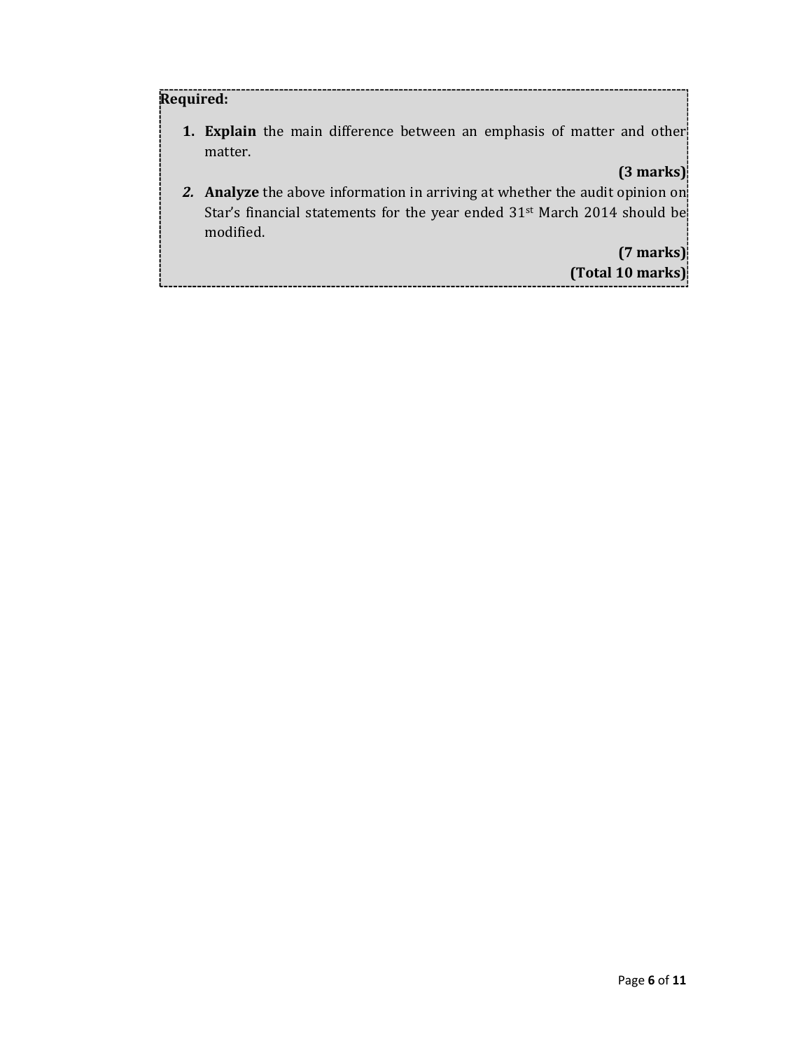**Required:**

1. **Explain** the main difference between an emphasis of matter and other matter.

   **(3 marks)**

2. **Analyze** the above information in arriving at whether the audit opinion on Star's financial statements for the year ended 31st March 2014 should be modified.

   **(7 marks)**

**(Total 10 marks)**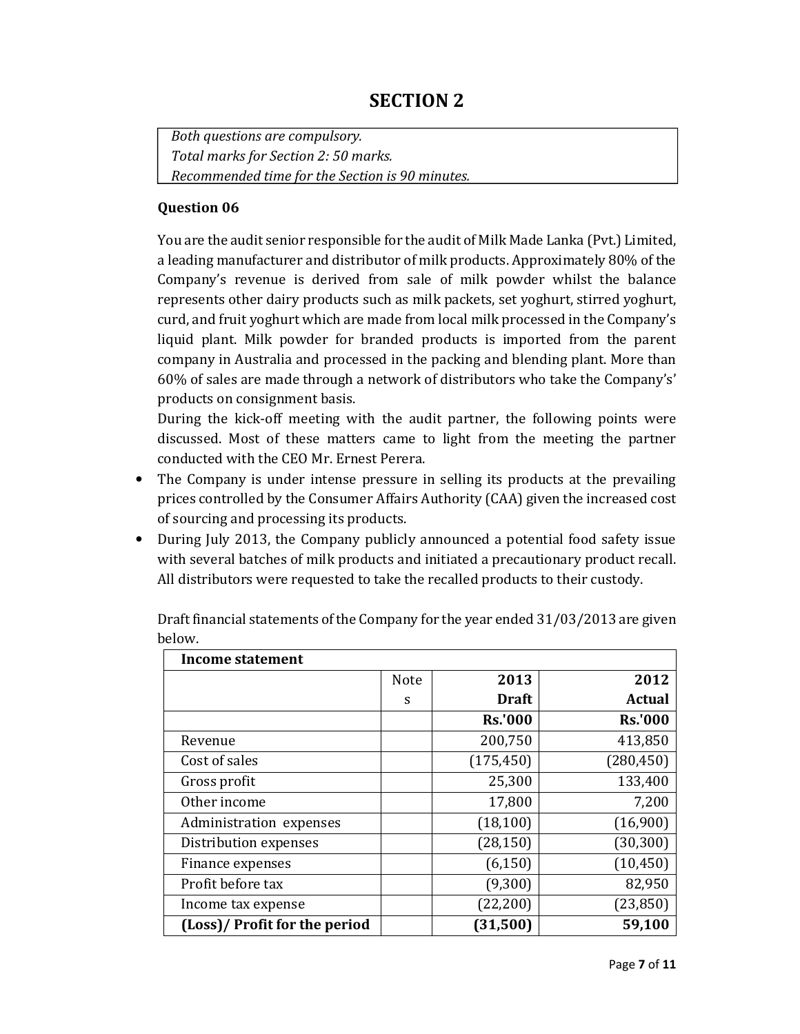# SECTION 2

*Both questions are compulsory.*
*Total marks for Section 2: 50 marks.*
*Recommended time for the Section is 90 minutes.*

**Question 06**

You are the audit senior responsible for the audit of Milk Made Lanka (Pvt.) Limited, a leading manufacturer and distributor of milk products. Approximately 80% of the Company's revenue is derived from sale of milk powder whilst the balance represents other dairy products such as milk packets, set yoghurt, stirred yoghurt, curd, and fruit yoghurt which are made from local milk processed in the Company's liquid plant. Milk powder for branded products is imported from the parent company in Australia and processed in the packing and blending plant. More than 60% of sales are made through a network of distributors who take the Company's' products on consignment basis.

During the kick-off meeting with the audit partner, the following points were discussed. Most of these matters came to light from the meeting the partner conducted with the CEO Mr. Ernest Perera.

- The Company is under intense pressure in selling its products at the prevailing prices controlled by the Consumer Affairs Authority (CAA) given the increased cost of sourcing and processing its products.
- During July 2013, the Company publicly announced a potential food safety issue with several batches of milk products and initiated a precautionary product recall. All distributors were requested to take the recalled products to their custody.

Draft financial statements of the Company for the year ended 31/03/2013 are given below.

| **Income statement** | | | |
|---|---|---|---|
| | Notes | **2013 Draft** | **2012 Actual** |
| | | **Rs.'000** | **Rs.'000** |
| Revenue | | 200,750 | 413,850 |
| Cost of sales | | (175,450) | (280,450) |
| Gross profit | | 25,300 | 133,400 |
| Other income | | 17,800 | 7,200 |
| Administration expenses | | (18,100) | (16,900) |
| Distribution expenses | | (28,150) | (30,300) |
| Finance expenses | | (6,150) | (10,450) |
| Profit before tax | | (9,300) | 82,950 |
| Income tax expense | | (22,200) | (23,850) |
| **(Loss)/ Profit for the period** | | **(31,500)** | **59,100** |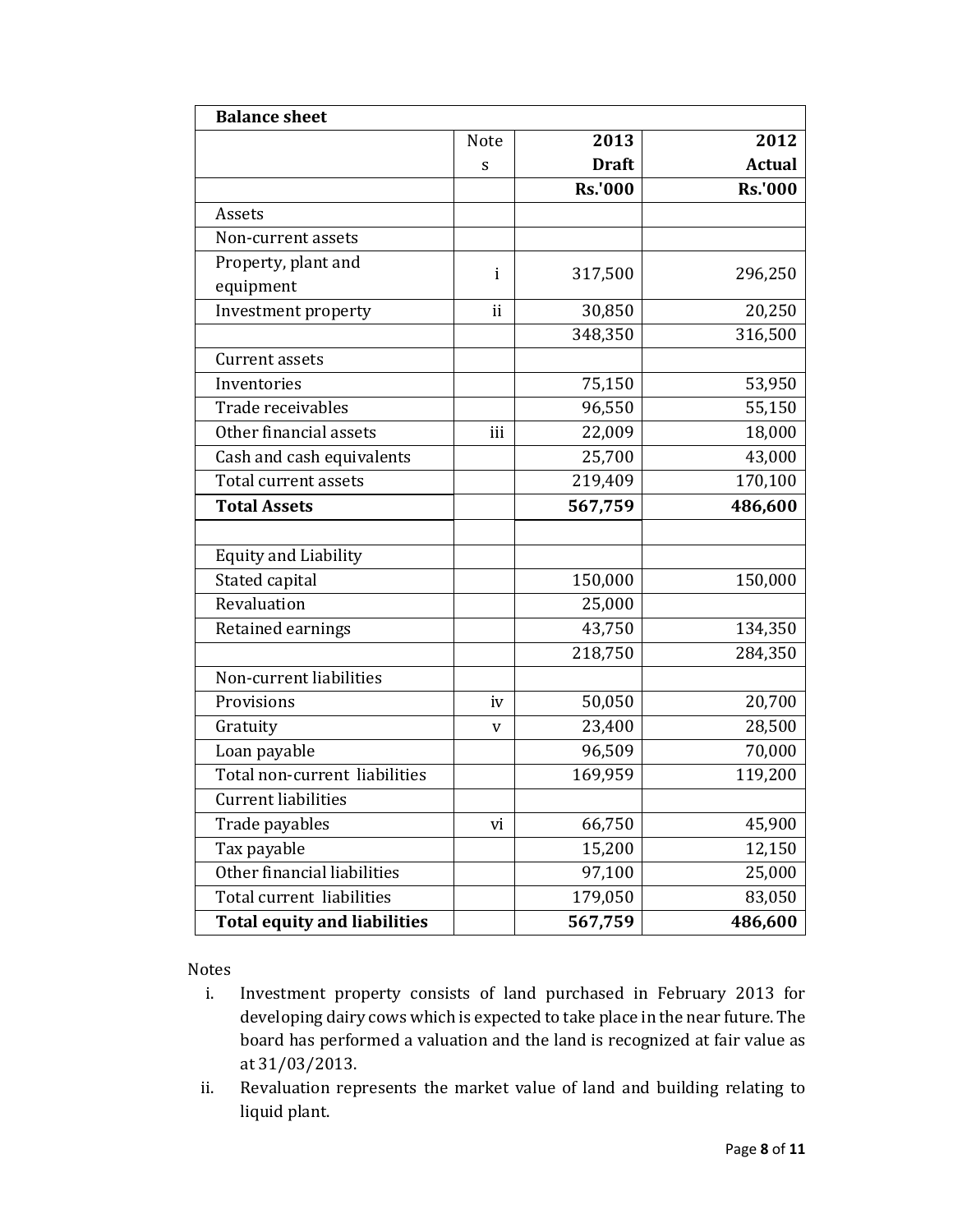| Balance sheet | | | |
|---|---|---|---|
| | Notes | 2013 Draft | 2012 Actual |
| | | **Rs.'000** | **Rs.'000** |
| Assets | | | |
| Non-current assets | | | |
| Property, plant and equipment | i | 317,500 | 296,250 |
| Investment property | ii | 30,850 | 20,250 |
| | | 348,350 | 316,500 |
| Current assets | | | |
| Inventories | | 75,150 | 53,950 |
| Trade receivables | | 96,550 | 55,150 |
| Other financial assets | iii | 22,009 | 18,000 |
| Cash and cash equivalents | | 25,700 | 43,000 |
| Total current assets | | 219,409 | 170,100 |
| **Total Assets** | | **567,759** | **486,600** |
| | | | |
| Equity and Liability | | | |
| Stated capital | | 150,000 | 150,000 |
| Revaluation | | 25,000 | |
| Retained earnings | | 43,750 | 134,350 |
| | | 218,750 | 284,350 |
| Non-current liabilities | | | |
| Provisions | iv | 50,050 | 20,700 |
| Gratuity | v | 23,400 | 28,500 |
| Loan payable | | 96,509 | 70,000 |
| Total non-current liabilities | | 169,959 | 119,200 |
| Current liabilities | | | |
| Trade payables | vi | 66,750 | 45,900 |
| Tax payable | | 15,200 | 12,150 |
| Other financial liabilities | | 97,100 | 25,000 |
| Total current liabilities | | 179,050 | 83,050 |
| **Total equity and liabilities** | | **567,759** | **486,600** |

Notes

i. Investment property consists of land purchased in February 2013 for developing dairy cows which is expected to take place in the near future. The board has performed a valuation and the land is recognized at fair value as at 31/03/2013.

ii. Revaluation represents the market value of land and building relating to liquid plant.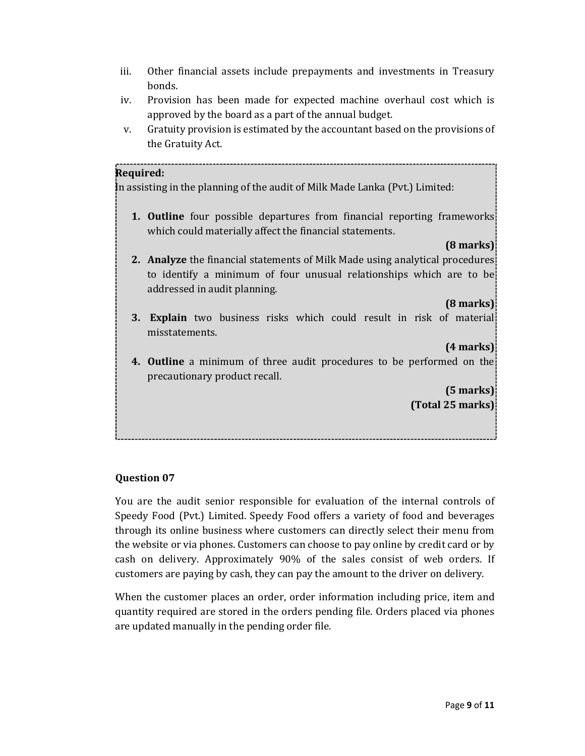iii. Other financial assets include prepayments and investments in Treasury bonds.

iv. Provision has been made for expected machine overhaul cost which is approved by the board as a part of the annual budget.

v. Gratuity provision is estimated by the accountant based on the provisions of the Gratuity Act.

**Required:**

In assisting in the planning of the audit of Milk Made Lanka (Pvt.) Limited:

1. **Outline** four possible departures from financial reporting frameworks which could materially affect the financial statements.
   **(8 marks)**

2. **Analyze** the financial statements of Milk Made using analytical procedures to identify a minimum of four unusual relationships which are to be addressed in audit planning.
   **(8 marks)**

3. **Explain** two business risks which could result in risk of material misstatements.
   **(4 marks)**

4. **Outline** a minimum of three audit procedures to be performed on the precautionary product recall.
   **(5 marks)**
   **(Total 25 marks)**

### Question 07

You are the audit senior responsible for evaluation of the internal controls of Speedy Food (Pvt.) Limited. Speedy Food offers a variety of food and beverages through its online business where customers can directly select their menu from the website or via phones. Customers can choose to pay online by credit card or by cash on delivery. Approximately 90% of the sales consist of web orders. If customers are paying by cash, they can pay the amount to the driver on delivery.

When the customer places an order, order information including price, item and quantity required are stored in the orders pending file. Orders placed via phones are updated manually in the pending order file.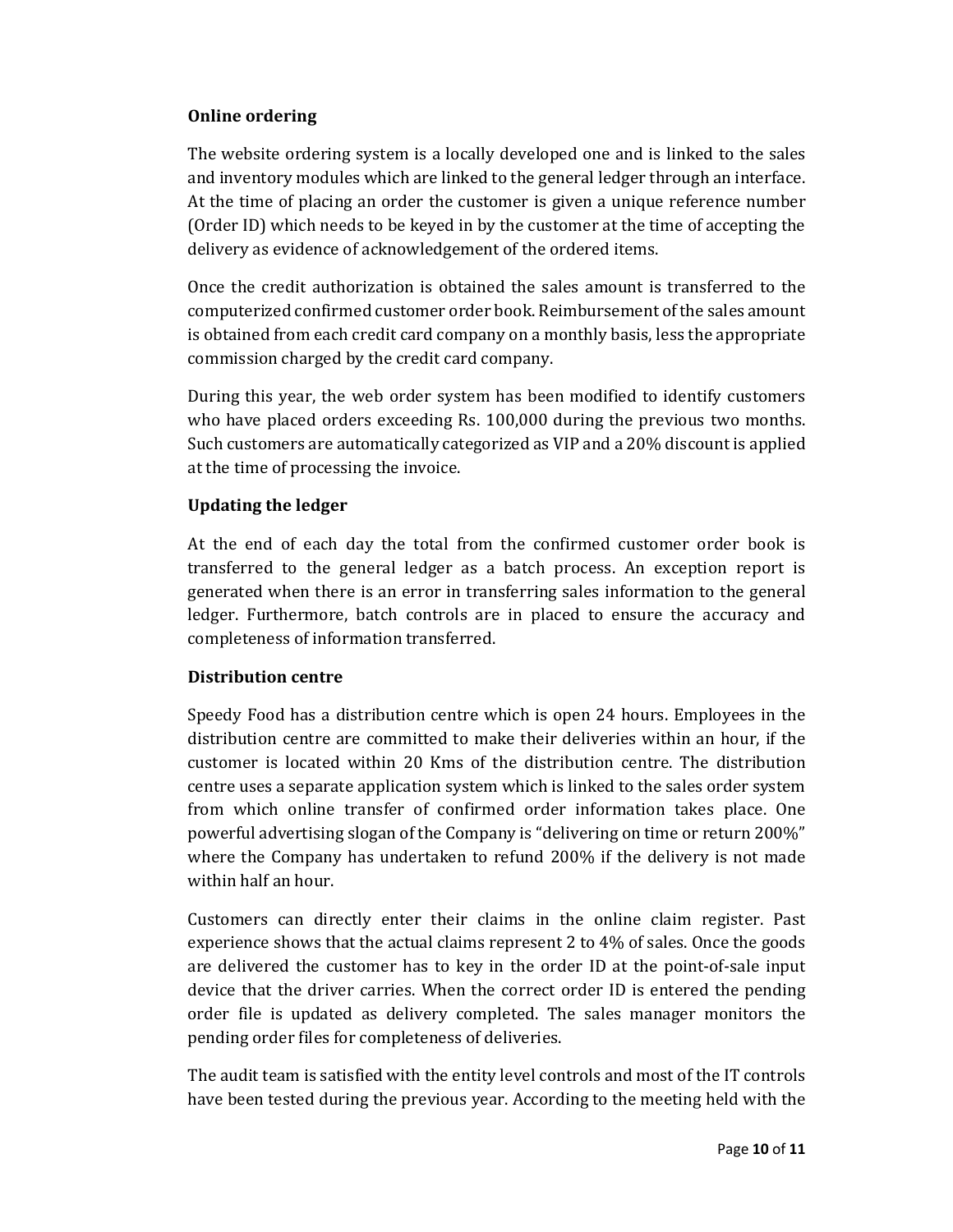**Online ordering**

The website ordering system is a locally developed one and is linked to the sales and inventory modules which are linked to the general ledger through an interface. At the time of placing an order the customer is given a unique reference number (Order ID) which needs to be keyed in by the customer at the time of accepting the delivery as evidence of acknowledgement of the ordered items.

Once the credit authorization is obtained the sales amount is transferred to the computerized confirmed customer order book. Reimbursement of the sales amount is obtained from each credit card company on a monthly basis, less the appropriate commission charged by the credit card company.

During this year, the web order system has been modified to identify customers who have placed orders exceeding Rs. 100,000 during the previous two months. Such customers are automatically categorized as VIP and a 20% discount is applied at the time of processing the invoice.

**Updating the ledger**

At the end of each day the total from the confirmed customer order book is transferred to the general ledger as a batch process. An exception report is generated when there is an error in transferring sales information to the general ledger. Furthermore, batch controls are in placed to ensure the accuracy and completeness of information transferred.

**Distribution centre**

Speedy Food has a distribution centre which is open 24 hours. Employees in the distribution centre are committed to make their deliveries within an hour, if the customer is located within 20 Kms of the distribution centre. The distribution centre uses a separate application system which is linked to the sales order system from which online transfer of confirmed order information takes place. One powerful advertising slogan of the Company is "delivering on time or return 200%" where the Company has undertaken to refund 200% if the delivery is not made within half an hour.

Customers can directly enter their claims in the online claim register. Past experience shows that the actual claims represent 2 to 4% of sales. Once the goods are delivered the customer has to key in the order ID at the point-of-sale input device that the driver carries. When the correct order ID is entered the pending order file is updated as delivery completed. The sales manager monitors the pending order files for completeness of deliveries.

The audit team is satisfied with the entity level controls and most of the IT controls have been tested during the previous year. According to the meeting held with the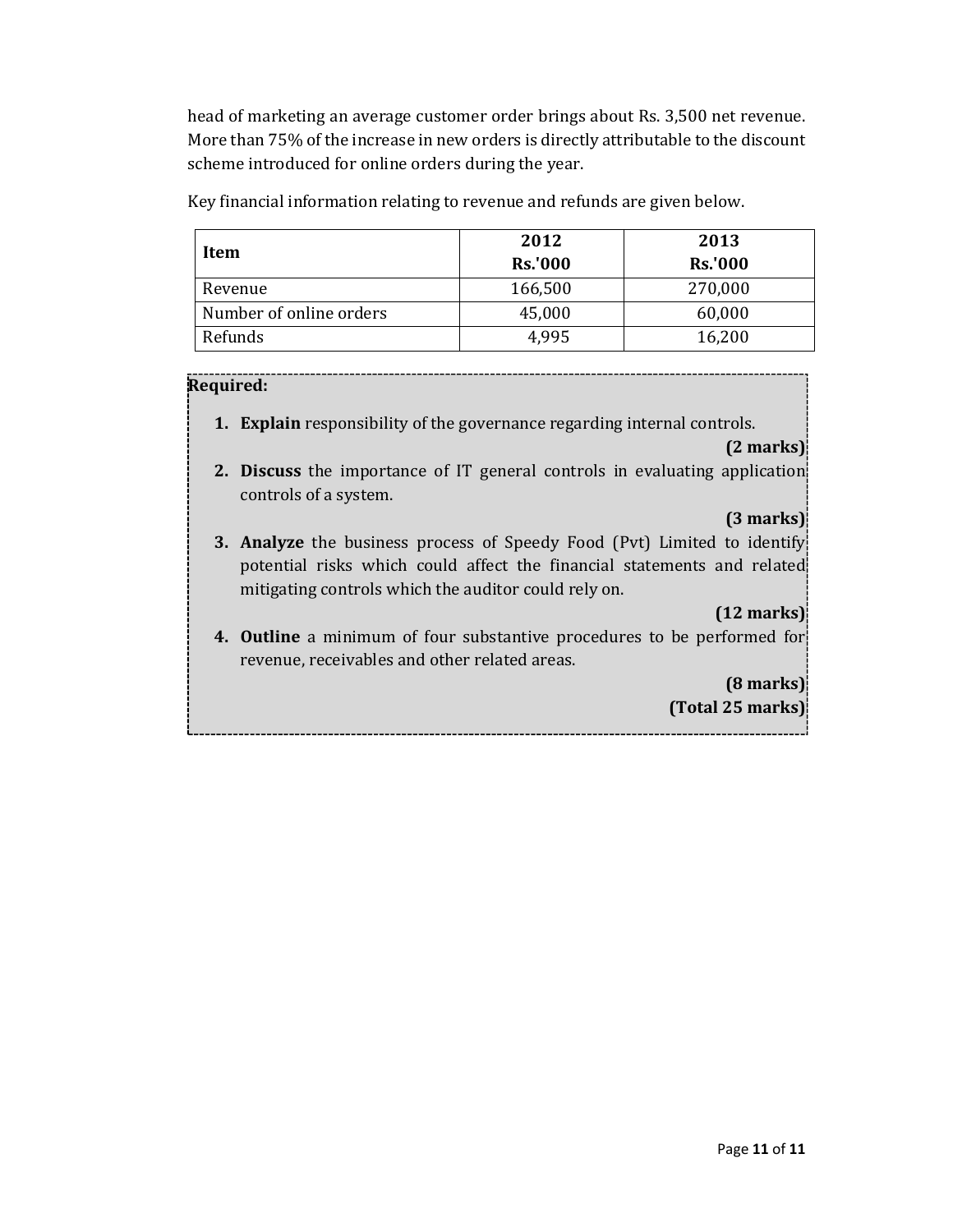head of marketing an average customer order brings about Rs. 3,500 net revenue. More than 75% of the increase in new orders is directly attributable to the discount scheme introduced for online orders during the year.

Key financial information relating to revenue and refunds are given below.

| Item | 2012 Rs.'000 | 2013 Rs.'000 |
|---|---|---|
| Revenue | 166,500 | 270,000 |
| Number of online orders | 45,000 | 60,000 |
| Refunds | 4,995 | 16,200 |

**Required:**

1. **Explain** responsibility of the governance regarding internal controls.

   **(2 marks)**

2. **Discuss** the importance of IT general controls in evaluating application controls of a system.

   **(3 marks)**

3. **Analyze** the business process of Speedy Food (Pvt) Limited to identify potential risks which could affect the financial statements and related mitigating controls which the auditor could rely on.

   **(12 marks)**

4. **Outline** a minimum of four substantive procedures to be performed for revenue, receivables and other related areas.

   **(8 marks)**

**(Total 25 marks)**